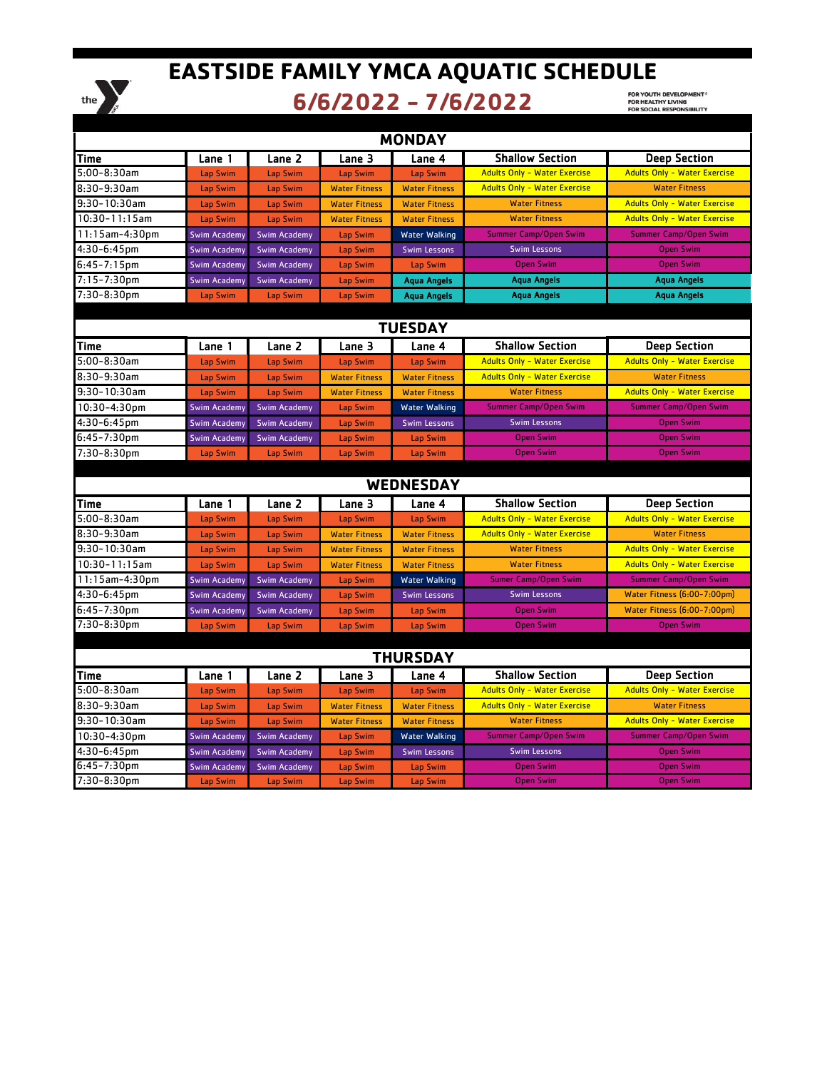# EASTSIDE FAMILY YMCA AQUATIC SCHEDULE

## 6/6/2022 - 7/6/2022

FOR YOUTH DEVELOPMENT
FOR HEALTHY LIVING
FOR SOCIAL RESPONSIBILITY

### MONDAY

| Time | Lane 1 | Lane 2 | Lane 3 | Lane 4 | Shallow Section | Deep Section |
|---|---|---|---|---|---|---|
| 5:00-8:30am | Lap Swim | Lap Swim | Lap Swim | Lap Swim | Adults Only - Water Exercise | Adults Only - Water Exercise |
| 8:30-9:30am | Lap Swim | Lap Swim | Water Fitness | Water Fitness | Adults Only - Water Exercise | Water Fitness |
| 9:30-10:30am | Lap Swim | Lap Swim | Water Fitness | Water Fitness | Water Fitness | Adults Only - Water Exercise |
| 10:30-11:15am | Lap Swim | Lap Swim | Water Fitness | Water Fitness | Water Fitness | Adults Only - Water Exercise |
| 11:15am-4:30pm | Swim Academy | Swim Academy | Lap Swim | Water Walking | Summer Camp/Open Swim | Summer Camp/Open Swim |
| 4:30-6:45pm | Swim Academy | Swim Academy | Lap Swim | Swim Lessons | Swim Lessons | Open Swim |
| 6:45-7:15pm | Swim Academy | Swim Academy | Lap Swim | Lap Swim | Open Swim | Open Swim |
| 7:15-7:30pm | Swim Academy | Swim Academy | Lap Swim | Aqua Angels | Aqua Angels | Aqua Angels |
| 7:30-8:30pm | Lap Swim | Lap Swim | Lap Swim | Aqua Angels | Aqua Angels | Aqua Angels |

### TUESDAY

| Time | Lane 1 | Lane 2 | Lane 3 | Lane 4 | Shallow Section | Deep Section |
|---|---|---|---|---|---|---|
| 5:00-8:30am | Lap Swim | Lap Swim | Lap Swim | Lap Swim | Adults Only - Water Exercise | Adults Only - Water Exercise |
| 8:30-9:30am | Lap Swim | Lap Swim | Water Fitness | Water Fitness | Adults Only - Water Exercise | Water Fitness |
| 9:30-10:30am | Lap Swim | Lap Swim | Water Fitness | Water Fitness | Water Fitness | Adults Only - Water Exercise |
| 10:30-4:30pm | Swim Academy | Swim Academy | Lap Swim | Water Walking | Summer Camp/Open Swim | Summer Camp/Open Swim |
| 4:30-6:45pm | Swim Academy | Swim Academy | Lap Swim | Swim Lessons | Swim Lessons | Open Swim |
| 6:45-7:30pm | Swim Academy | Swim Academy | Lap Swim | Lap Swim | Open Swim | Open Swim |
| 7:30-8:30pm | Lap Swim | Lap Swim | Lap Swim | Lap Swim | Open Swim | Open Swim |

### WEDNESDAY

| Time | Lane 1 | Lane 2 | Lane 3 | Lane 4 | Shallow Section | Deep Section |
|---|---|---|---|---|---|---|
| 5:00-8:30am | Lap Swim | Lap Swim | Lap Swim | Lap Swim | Adults Only - Water Exercise | Adults Only - Water Exercise |
| 8:30-9:30am | Lap Swim | Lap Swim | Water Fitness | Water Fitness | Adults Only - Water Exercise | Water Fitness |
| 9:30-10:30am | Lap Swim | Lap Swim | Water Fitness | Water Fitness | Water Fitness | Adults Only - Water Exercise |
| 10:30-11:15am | Lap Swim | Lap Swim | Water Fitness | Water Fitness | Water Fitness | Adults Only - Water Exercise |
| 11:15am-4:30pm | Swim Academy | Swim Academy | Lap Swim | Water Walking | Sumer Camp/Open Swim | Summer Camp/Open Swim |
| 4:30-6:45pm | Swim Academy | Swim Academy | Lap Swim | Swim Lessons | Swim Lessons | Water Fitness (6:00-7:00pm) |
| 6:45-7:30pm | Swim Academy | Swim Academy | Lap Swim | Lap Swim | Open Swim | Water Fitness (6:00-7:00pm) |
| 7:30-8:30pm | Lap Swim | Lap Swim | Lap Swim | Lap Swim | Open Swim | Open Swim |

### THURSDAY

| Time | Lane 1 | Lane 2 | Lane 3 | Lane 4 | Shallow Section | Deep Section |
|---|---|---|---|---|---|---|
| 5:00-8:30am | Lap Swim | Lap Swim | Lap Swim | Lap Swim | Adults Only - Water Exercise | Adults Only - Water Exercise |
| 8:30-9:30am | Lap Swim | Lap Swim | Water Fitness | Water Fitness | Adults Only - Water Exercise | Water Fitness |
| 9:30-10:30am | Lap Swim | Lap Swim | Water Fitness | Water Fitness | Water Fitness | Adults Only - Water Exercise |
| 10:30-4:30pm | Swim Academy | Swim Academy | Lap Swim | Water Walking | Summer Camp/Open Swim | Summer Camp/Open Swim |
| 4:30-6:45pm | Swim Academy | Swim Academy | Lap Swim | Swim Lessons | Swim Lessons | Open Swim |
| 6:45-7:30pm | Swim Academy | Swim Academy | Lap Swim | Lap Swim | Open Swim | Open Swim |
| 7:30-8:30pm | Lap Swim | Lap Swim | Lap Swim | Lap Swim | Open Swim | Open Swim |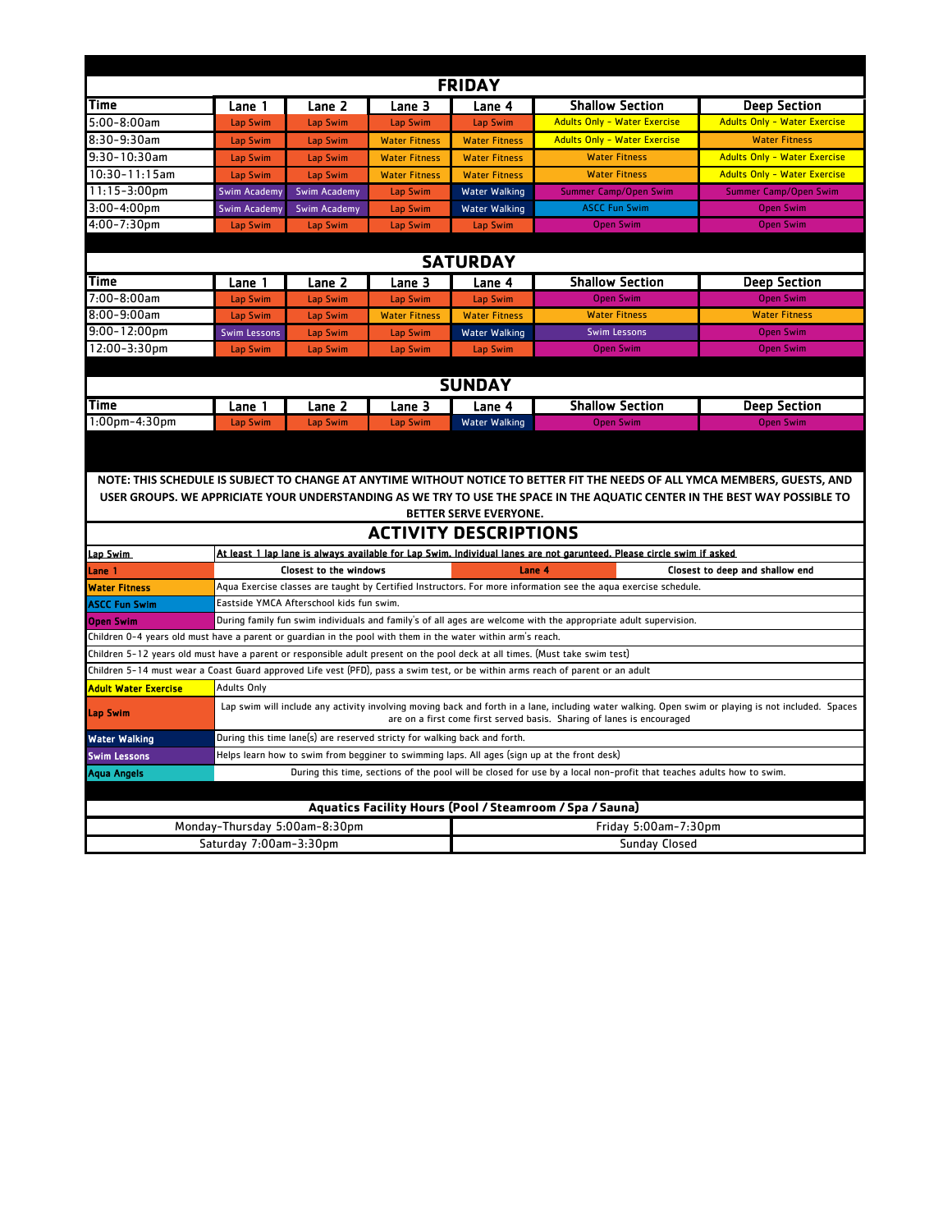## FRIDAY

| Time | Lane 1 | Lane 2 | Lane 3 | Lane 4 | Shallow Section | Deep Section |
|---|---|---|---|---|---|---|
| 5:00-8:00am | Lap Swim | Lap Swim | Lap Swim | Lap Swim | Adults Only - Water Exercise | Adults Only - Water Exercise |
| 8:30-9:30am | Lap Swim | Lap Swim | Water Fitness | Water Fitness | Adults Only - Water Exercise | Water Fitness |
| 9:30-10:30am | Lap Swim | Lap Swim | Water Fitness | Water Fitness | Water Fitness | Adults Only - Water Exercise |
| 10:30-11:15am | Lap Swim | Lap Swim | Water Fitness | Water Fitness | Water Fitness | Adults Only - Water Exercise |
| 11:15-3:00pm | Swim Academy | Swim Academy | Lap Swim | Water Walking | Summer Camp/Open Swim | Summer Camp/Open Swim |
| 3:00-4:00pm | Swim Academy | Swim Academy | Lap Swim | Water Walking | ASCC Fun Swim | Open Swim |
| 4:00-7:30pm | Lap Swim | Lap Swim | Lap Swim | Lap Swim | Open Swim | Open Swim |

## SATURDAY

| Time | Lane 1 | Lane 2 | Lane 3 | Lane 4 | Shallow Section | Deep Section |
|---|---|---|---|---|---|---|
| 7:00-8:00am | Lap Swim | Lap Swim | Lap Swim | Lap Swim | Open Swim | Open Swim |
| 8:00-9:00am | Lap Swim | Lap Swim | Water Fitness | Water Fitness | Water Fitness | Water Fitness |
| 9:00-12:00pm | Swim Lessons | Lap Swim | Lap Swim | Water Walking | Swim Lessons | Open Swim |
| 12:00-3:30pm | Lap Swim | Lap Swim | Lap Swim | Lap Swim | Open Swim | Open Swim |

## SUNDAY

| Time | Lane 1 | Lane 2 | Lane 3 | Lane 4 | Shallow Section | Deep Section |
|---|---|---|---|---|---|---|
| 1:00pm-4:30pm | Lap Swim | Lap Swim | Lap Swim | Water Walking | Open Swim | Open Swim |

**NOTE: THIS SCHEDULE IS SUBJECT TO CHANGE AT ANYTIME WITHOUT NOTICE TO BETTER FIT THE NEEDS OF ALL YMCA MEMBERS, GUESTS, AND USER GROUPS. WE APPRICIATE YOUR UNDERSTANDING AS WE TRY TO USE THE SPACE IN THE AQUATIC CENTER IN THE BEST WAY POSSIBLE TO BETTER SERVE EVERYONE.**

## ACTIVITY DESCRIPTIONS

| | | | |
|---|---|---|---|
| Lap Swim | At least 1 lap lane is always available for Lap Swim. Individual lanes are not garunteed. Please circle swim if asked | | |
| Lane 1 | Closest to the windows | Lane 4 | Closest to deep and shallow end |
| Water Fitness | Aqua Exercise classes are taught by Certified Instructors. For more information see the aqua exercise schedule. | | |
| ASCC Fun Swim | Eastside YMCA Afterschool kids fun swim. | | |
| Open Swim | During family fun swim individuals and family's of all ages are welcome with the appropriate adult supervision. | | |
| Children 0-4 years old must have a parent or guardian in the pool with them in the water within arm's reach. | | | |
| Children 5-12 years old must have a parent or responsible adult present on the pool deck at all times. (Must take swim test) | | | |
| Children 5-14 must wear a Coast Guard approved Life vest (PFD), pass a swim test, or be within arms reach of parent or an adult | | | |
| Adult Water Exercise | Adults Only | | |
| Lap Swim | Lap swim will include any activity involving moving back and forth in a lane, including water walking. Open swim or playing is not included. Spaces are on a first come first served basis. Sharing of lanes is encouraged | | |
| Water Walking | During this time lane(s) are reserved stricty for walking back and forth. | | |
| Swim Lessons | Helps learn how to swim from begginer to swimming laps. All ages (sign up at the front desk) | | |
| Aqua Angels | During this time, sections of the pool will be closed for use by a local non-profit that teaches adults how to swim. | | |

## Aquatics Facility Hours (Pool / Steamroom / Spa / Sauna)

| | |
|---|---|
| Monday-Thursday 5:00am-8:30pm | Friday 5:00am-7:30pm |
| Saturday 7:00am-3:30pm | Sunday Closed |